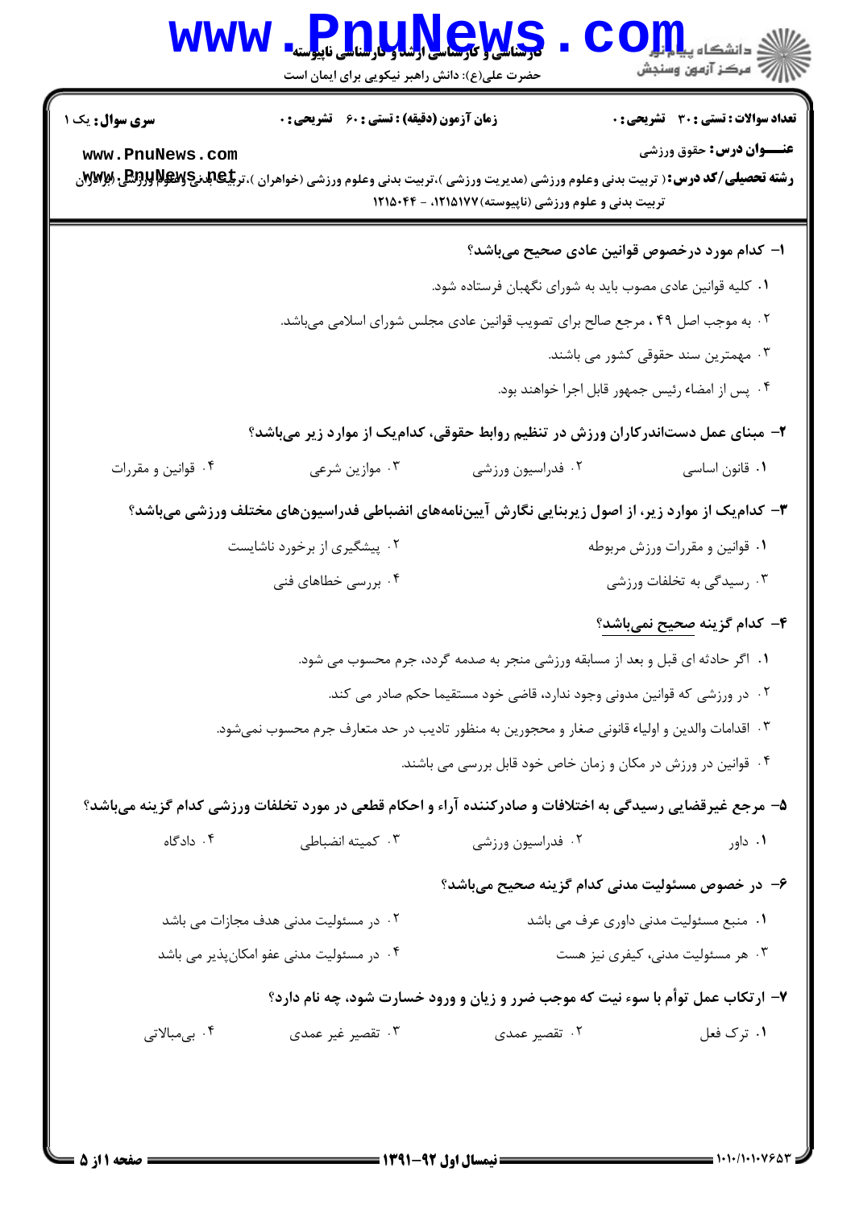کارشناسی و کارشناسی ارشد و کارشناسی ناپیوسته

حضرت علی(ع): دانش راهبر نیکویی برای ایمان است

**سری سوال:** یک ۱

**زمان آزمون (دقیقه) : تستی : ۶۰ تشریحی : ۰**

**تعداد سوالات : تستی : ۳۰ تشریحی : ۰**

**عنـــوان درس:** حقوق ورزشی

**رشته تحصیلی/کد درس:** ( تربیت بدنی وعلوم ورزشی (مدیریت ورزشی )،تربیت بدنی وعلوم ورزشی (خواهران )،تربیت بدنی وعلوم ورزشی (برادران )، تربیت بدنی و علوم ورزشی (ناپیوسته) ۱۲۱۵۱۷۷، - ۱۲۱۵۰۴۴

۱- کدام مورد درخصوص قوانین عادی صحیح میباشد؟

۱. کلیه قوانین عادی مصوب باید به شورای نگهبان فرستاده شود.

۲. به موجب اصل ۴۹ ، مرجع صالح برای تصویب قوانین عادی مجلس شورای اسلامی میباشد.

۳. مهمترین سند حقوقی کشور می باشند.

۴. پس از امضاء رئیس جمهور قابل اجرا خواهند بود.

۲- مبنای عمل دستاندرکاران ورزش در تنظیم روابط حقوقی، کدامیک از موارد زیر میباشد؟

۱. قانون اساسی
۲. فدراسیون ورزشی
۳. موازین شرعی
۴. قوانین و مقررات

۳- کدامیک از موارد زیر، از اصول زیربنایی نگارش آییننامههای انضباطی فدراسیونهای مختلف ورزشی میباشد؟

۱. قوانین و مقررات ورزش مربوطه
۲. پیشگیری از برخورد ناشایست
۳. رسیدگی به تخلفات ورزشی
۴. بررسی خطاهای فنی

۴- کدام گزینه صحیح نمیباشد؟

۱. اگر حادثه ای قبل و بعد از مسابقه ورزشی منجر به صدمه گردد، جرم محسوب می شود.

۲. در ورزشی که قوانین مدونی وجود ندارد، قاضی خود مستقیما حکم صادر می کند.

۳. اقدامات والدین و اولیاء قانونی صغار و محجورین به منظور تادیب در حد متعارف جرم محسوب نمیشود.

۴. قوانین در ورزش در مکان و زمان خاص خود قابل بررسی می باشند.

۵- مرجع غیرقضایی رسیدگی به اختلافات و صادرکننده آراء و احکام قطعی در مورد تخلفات ورزشی کدام گزینه میباشد؟

۱. داور
۲. فدراسیون ورزشی
۳. کمیته انضباطی
۴. دادگاه

۶- در خصوص مسئولیت مدنی کدام گزینه صحیح میباشد؟

۱. منبع مسئولیت مدنی داوری عرف می باشد
۲. در مسئولیت مدنی هدف مجازات می باشد
۳. هر مسئولیت مدنی، کیفری نیز هست
۴. در مسئولیت مدنی عفو امکانپذیر می باشد

۷- ارتکاب عمل توأم با سوء نیت که موجب ضرر و زیان و ورود خسارت شود، چه نام دارد؟

۱. ترک فعل
۲. تقصیر عمدی
۳. تقصیر غیر عمدی
۴. بیمبالاتی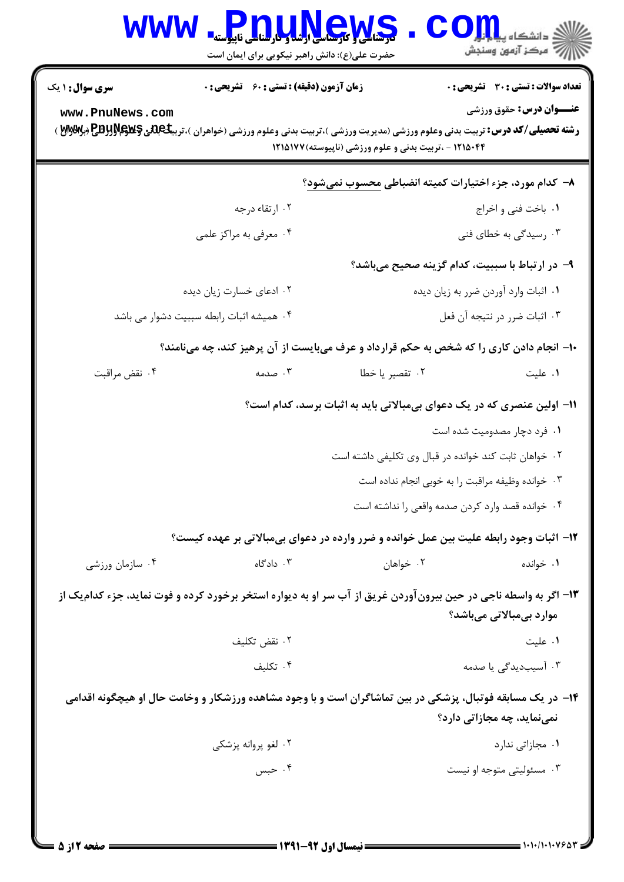**سری سوال:** ۱ یک　　**زمان آزمون (دقیقه) : تستی :** ۶۰ **تشریحی :** ۰　　**تعداد سوالات : تستی :** ۳۰ **تشریحی :** ۰

**عنـــوان درس:** حقوق ورزشی

**رشته تحصیلی/کد درس:** تربیت بدنی وعلوم ورزشی (مدیریت ورزشی )،تربیت بدنی وعلوم ورزشی (خواهران )،تربیت بدنی وعلوم ورزشی (برادران ) ۱۲۱۵۰۴۴ - ،تربیت بدنی و علوم ورزشی (ناپیوسته)۱۲۱۵۱۷۷

**۸- کدام مورد، جزء اختیارات کمیته انضباطی محسوب نمی‌شود؟**

۱. باخت فنی و اخراج
۲. ارتقاء درجه
۳. رسیدگی به خطای فنی
۴. معرفی به مراکز علمی

**۹- در ارتباط با سببیت، کدام گزینه صحیح می‌باشد؟**

۱. اثبات وارد آوردن ضرر به زیان دیده
۲. ادعای خسارت زیان دیده
۳. اثبات ضرر در نتیجه آن فعل
۴. همیشه اثبات رابطه سببیت دشوار می باشد

**۱۰- انجام دادن کاری را که شخص به حکم قرارداد و عرف می‌بایست از آن پرهیز کند، چه می‌نامند؟**

۱. علیت
۲. تقصیر یا خطا
۳. صدمه
۴. نقض مراقبت

**۱۱- اولین عنصری که در یک دعوای بی‌مبالاتی باید به اثبات برسد، کدام است؟**

۱. فرد دچار مصدومیت شده است
۲. خواهان ثابت کند خوانده در قبال وی تکلیفی داشته است
۳. خوانده وظیفه مراقبت را به خوبی انجام نداده است
۴. خوانده قصد وارد کردن صدمه واقعی را نداشته است

**۱۲- اثبات وجود رابطه علیت بین عمل خوانده و ضرر وارده در دعوای بی‌مبالاتی بر عهده کیست؟**

۱. خوانده
۲. خواهان
۳. دادگاه
۴. سازمان ورزشی

**۱۳- اگر به واسطه ناجی در حین بیرون‌آوردن غریق از آب سر او به دیواره استخر برخورد کرده و فوت نماید، جزء کدام‌یک از موارد بی‌مبالاتی می‌باشد؟**

۱. علیت
۲. نقض تکلیف
۳. آسیب‌دیدگی یا صدمه
۴. تکلیف

**۱۴- در یک مسابقه فوتبال، پزشکی در بین تماشاگران است و با وجود مشاهده ورزشکار و وخامت حال او هیچگونه اقدامی نمی‌نماید، چه مجازاتی دارد؟**

۱. مجازاتی ندارد
۲. لغو پروانه پزشکی
۳. مسئولیتی متوجه او نیست
۴. حبس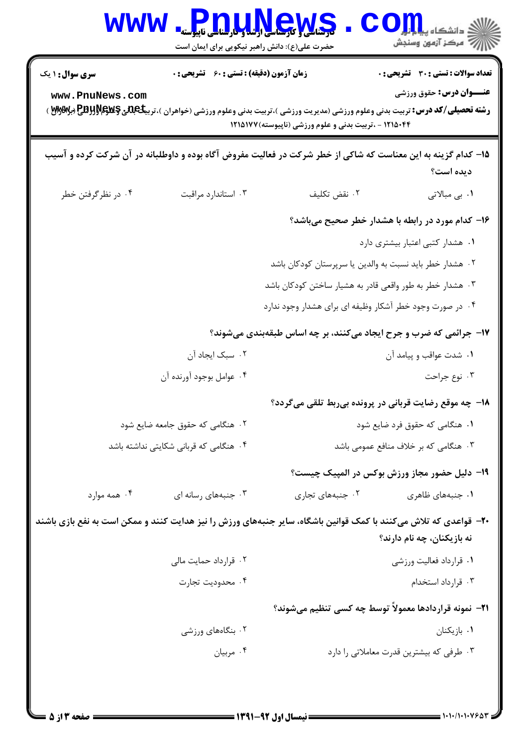**۱۵-** کدام گزینه به این معناست که شاکی از خطر شرکت در فعالیت مفروض آگاه بوده و داوطلبانه در آن شرکت کرده و آسیب دیده است؟

۱. بی مبالاتی
۲. نقض تکلیف
۳. استاندارد مراقبت
۴. در نظرگرفتن خطر

**۱۶-** کدام مورد در رابطه با هشدار خطر صحیح می‌باشد؟

۱. هشدار کتبی اعتبار بیشتری دارد
۲. هشدار خطر باید نسبت به والدین یا سرپرستان کودکان باشد
۳. هشدار خطر به طور واقعی قادر به هشیار ساختن کودکان باشد
۴. در صورت وجود خطر آشکار وظیفه ای برای هشدار وجود ندارد

**۱۷-** جرائمی که ضرب و جرح ایجاد می‌کنند، بر چه اساس طبقه‌بندی می‌شوند؟

۱. شدت عواقب و پیامد آن
۲. سبک ایجاد آن
۳. نوع جراحت
۴. عوامل بوجود آورنده آن

**۱۸-** چه موقع رضایت قربانی در پرونده بی‌ربط تلقی می‌گردد؟

۱. هنگامی که حقوق فرد ضایع شود
۲. هنگامی که حقوق جامعه ضایع شود
۳. هنگامی که بر خلاف منافع عمومی باشد
۴. هنگامی که قربانی شکایتی نداشته باشد

**۱۹-** دلیل حضور مجاز ورزش بوکس در المپیک چیست؟

۱. جنبه‌های ظاهری
۲. جنبه‌های تجاری
۳. جنبه‌های رسانه ای
۴. همه موارد

**۲۰-** قواعدی که تلاش می‌کنند با کمک قوانین باشگاه، سایر جنبه‌های ورزش را نیز هدایت کنند و ممکن است به نفع بازی باشند نه بازیکنان، چه نام دارند؟

۱. قرارداد فعالیت ورزشی
۲. قرارداد حمایت مالی
۳. قرارداد استخدام
۴. محدودیت تجارت

**۲۱-** نمونه قراردادها معمولاً توسط چه کسی تنظیم می‌شوند؟

۱. بازیکنان
۲. بنگاه‌های ورزشی
۳. طرفی که بیشترین قدرت معاملاتی را دارد
۴. مربیان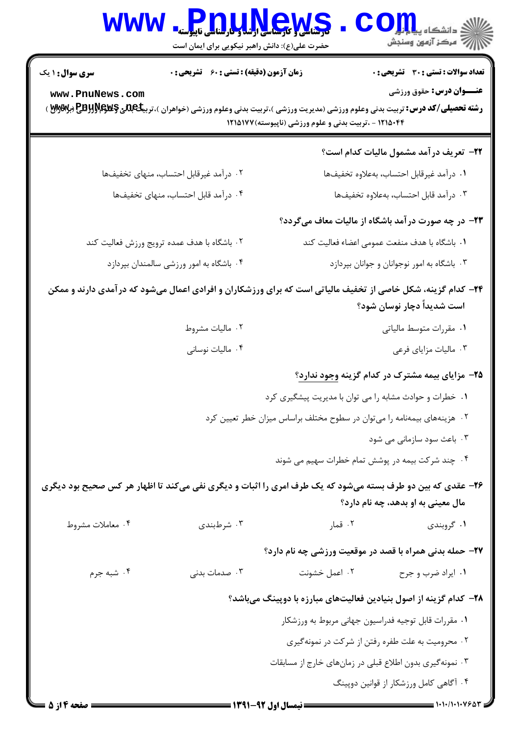**سری سوال:** ۱ یک

**زمان آزمون (دقیقه) : تستی : ۶۰ تشریحی : ۰**

**تعداد سوالات : تستی : ۳۰ تشریحی : ۰**

**عنـــوان درس:** حقوق ورزشی

**رشته تحصیلی/کد درس:** تربیت بدنی وعلوم ورزشی (مدیریت ورزشی )،تربیت بدنی وعلوم ورزشی (خواهران )،تربیت بدنی وعلوم ورزشی (برادران ) ۱۲۱۵۰۴۴ - ،تربیت بدنی و علوم ورزشی (ناپیوسته)۱۲۱۵۱۷۷

**۲۲- تعریف درآمد مشمول مالیات کدام است؟**

۱. درآمد غیرقابل احتساب، به‌علاوه تخفیف‌ها

۲. درآمد غیرقابل احتساب، منهای تخفیف‌ها

۳. درآمد قابل احتساب، به‌علاوه تخفیف‌ها

۴. درآمد قابل احتساب، منهای تخفیف‌ها

**۲۳- در چه صورت درآمد باشگاه از مالیات معاف می‌گردد؟**

۱. باشگاه با هدف منفعت عمومی اعضاء فعالیت کند

۲. باشگاه با هدف عمده ترویج ورزش فعالیت کند

۳. باشگاه به امور نوجوانان و جوانان بپردازد

۴. باشگاه به امور ورزشی سالمندان بپردازد

**۲۴- کدام گزینه، شکل خاصی از تخفیف مالیاتی است که برای ورزشکاران و افرادی اعمال می‌شود که درآمدی دارند و ممکن است شدیداً دچار نوسان شود؟**

۱. مقررات متوسط مالیاتی

۲. مالیات مشروط

۳. مالیات مزایای فرعی

۴. مالیات نوسانی

**۲۵- مزایای بیمه مشترک در کدام گزینه وجود ندارد؟**

۱. خطرات و حوادث مشابه را می توان با مدیریت پیشگیری کرد

۲. هزینه‌های بیمه‌نامه را می‌توان در سطوح مختلف براساس میزان خطر تعیین کرد

۳. باعث سود سازمانی می شود

۴. چند شرکت بیمه در پوشش تمام خطرات سهیم می شوند

**۲۶- عقدی که بین دو طرف بسته می‌شود که یک طرف امری را اثبات و دیگری نفی می‌کند تا اظهار هر کس صحیح بود دیگری مال معینی به او بدهد، چه نام دارد؟**

۱. گروبندی

۲. قمار

۳. شرطبندی

۴. معاملات مشروط

**۲۷- حمله بدنی همراه با قصد در موقعیت ورزشی چه نام دارد؟**

۱. ایراد ضرب و جرح

۲. اعمل خشونت

۳. صدمات بدنی

۴. شبه جرم

**۲۸- کدام گزینه از اصول بنیادین فعالیت‌های مبارزه با دوپینگ می‌باشد؟**

۱. مقررات قابل توجیه فدراسیون جهانی مربوط به ورزشکار

۲. محرومیت به علت طفره رفتن از شرکت در نمونه‌گیری

۳. نمونه‌گیری بدون اطلاع قبلی در زمان‌های خارج از مسابقات

۴. آگاهی کامل ورزشکار از قوانین دوپینگ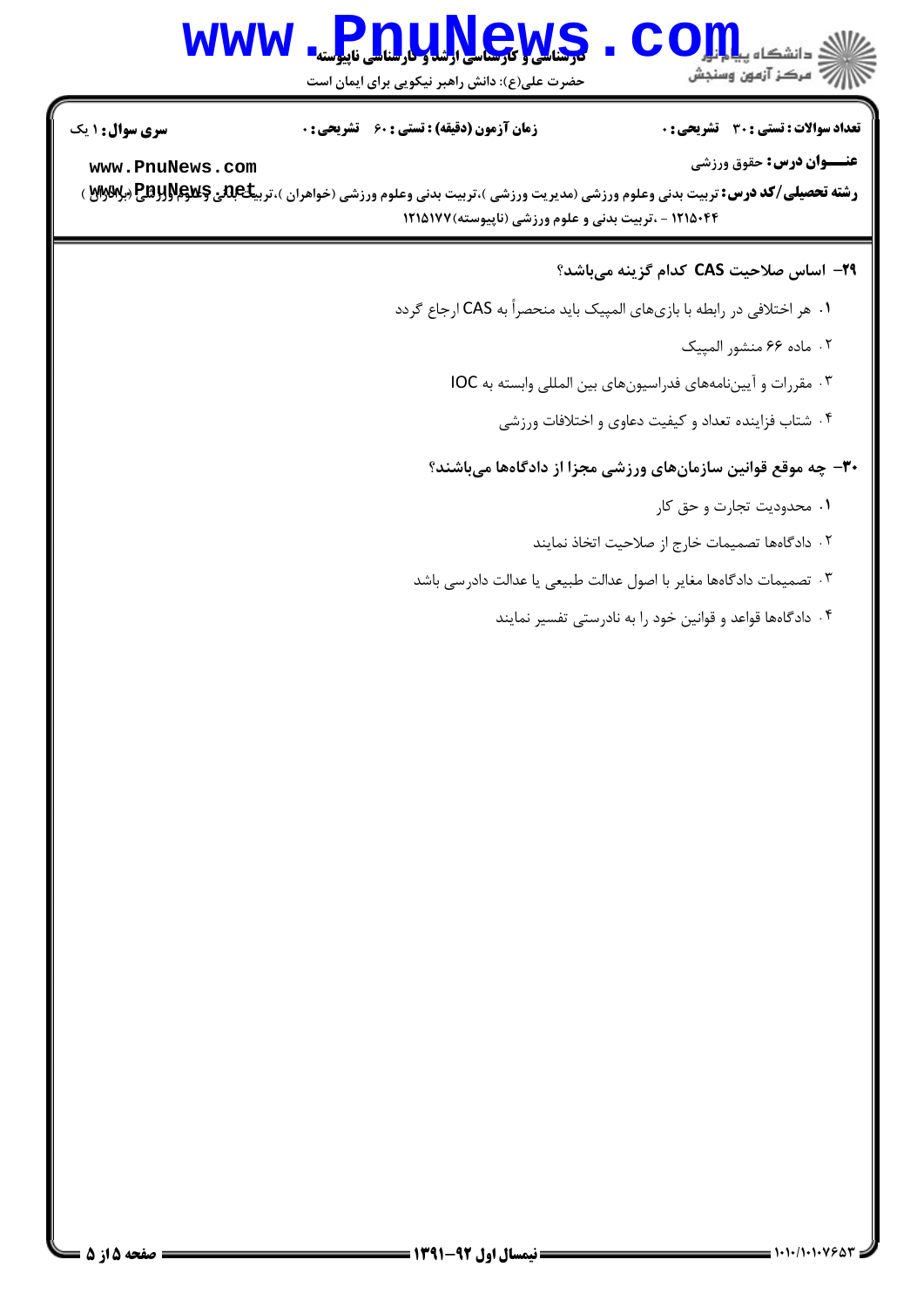**تعداد سوالات : تستی : ۳۰ تشریحی : ۰**　　**زمان آزمون (دقیقه) : تستی : ۶۰ تشریحی : ۰**　　**سری سوال : ۱ یک**

**عنـــوان درس:** حقوق ورزشی

**رشته تحصیلی/کد درس:** تربیت بدنی وعلوم ورزشی (مدیریت ورزشی )،تربیت بدنی وعلوم ورزشی (خواهران )،تربیت بدنی وعلوم ورزشی (برادران ) ۱۲۱۵۰۴۴ - ،تربیت بدنی و علوم ورزشی (ناپیوسته)۱۲۱۵۱۷۷

**۲۹- اساس صلاحیت CAS کدام گزینه میباشد؟**

۱. هر اختلافی در رابطه با بازیهای المپیک باید منحصراً به CAS ارجاع گردد

۲. ماده ۶۶ منشور المپیک

۳. مقررات و آییننامههای فدراسیونهای بین المللی وابسته به IOC

۴. شتاب فزاینده تعداد و کیفیت دعاوی و اختلافات ورزشی

**۳۰- چه موقع قوانین سازمانهای ورزشی مجزا از دادگاهها میباشند؟**

۱. محدودیت تجارت و حق کار

۲. دادگاهها تصمیمات خارج از صلاحیت اتخاذ نمایند

۳. تصمیمات دادگاهها مغایر با اصول عدالت طبیعی یا عدالت دادرسی باشد

۴. دادگاهها قواعد و قوانین خود را به نادرستی تفسیر نمایند